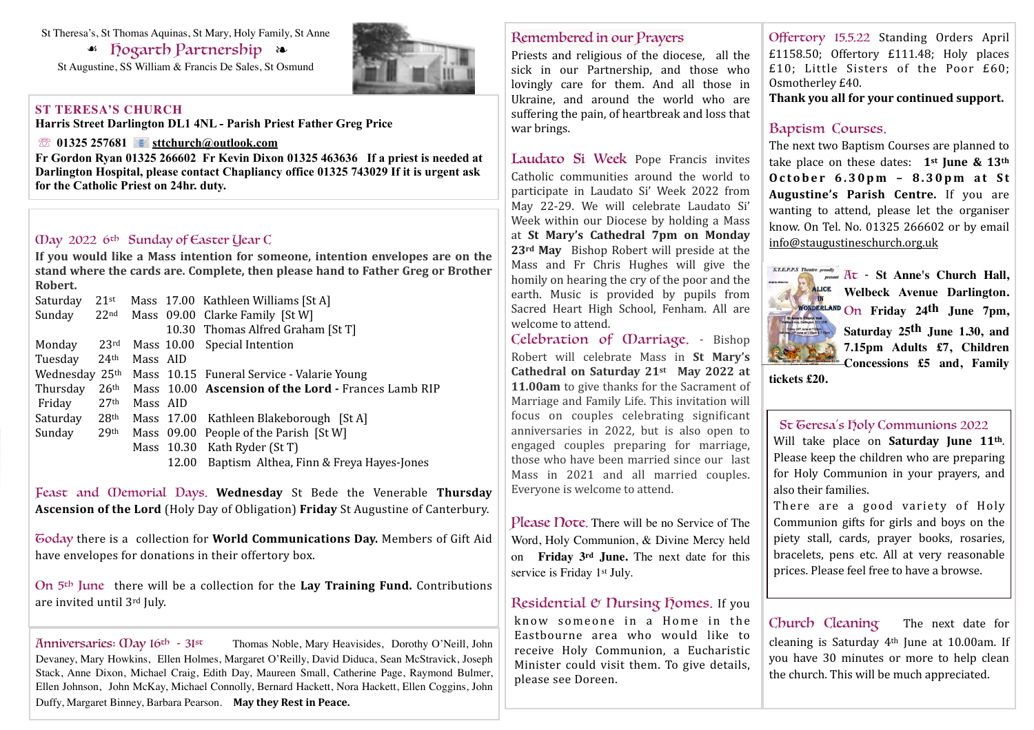St Theresa's, St Thomas Aquinas, St Mary, Holy Family, St Anne

# Hogarth Partnership

St Augustine, SS William & Francis De Sales, St Osmund

## ST TERESA'S CHURCH

**Harris Street Darlington DL1 4NL - Parish Priest Father Greg Price**

**01325 257681** **sttchurch@outlook.com**

**Fr Gordon Ryan 01325 266602 Fr Kevin Dixon 01325 463636 If a priest is needed at Darlington Hospital, please contact Chaplaincy office 01325 743029 If it is urgent ask for the Catholic Priest on 24hr. duty.**

## May 2022 6th Sunday of Easter Year C

**If you would like a Mass intention for someone, intention envelopes are on the stand where the cards are. Complete, then please hand to Father Greg or Brother Robert.**

| Day | Date | | Time | Intention |
|---|---|---|---|---|
| Saturday | 21st | Mass | 17.00 | Kathleen Williams [St A] |
| Sunday | 22nd | Mass | 09.00 | Clarke Family [St W] |
| | | | 10.30 | Thomas Alfred Graham [St T] |
| Monday | 23rd | Mass | 10.00 | Special Intention |
| Tuesday | 24th | Mass | AID | |
| Wednesday | 25th | Mass | 10.15 | Funeral Service - Valarie Young |
| Thursday | 26th | Mass | 10.00 | **Ascension of the Lord** - Frances Lamb RIP |
| Friday | 27th | Mass | AID | |
| Saturday | 28th | Mass | 17.00 | Kathleen Blakeborough [St A] |
| Sunday | 29th | Mass | 09.00 | People of the Parish [St W] |
| | | Mass | 10.30 | Kath Ryder (St T) |
| | | | 12.00 | Baptism Althea, Finn & Freya Hayes-Jones |

**Feast and Memorial Days.** **Wednesday** St Bede the Venerable **Thursday Ascension of the Lord** (Holy Day of Obligation) **Friday** St Augustine of Canterbury.

**Today** there is a collection for **World Communications Day.** Members of Gift Aid have envelopes for donations in their offertory box.

**On 5th June** there will be a collection for the **Lay Training Fund.** Contributions are invited until 3rd July.

**Anniversaries: May 16th - 31st** Thomas Noble, Mary Heavisides, Dorothy O'Neill, John Devaney, Mary Howkins, Ellen Holmes, Margaret O'Reilly, David Diduca, Sean McStravick, Joseph Stack, Anne Dixon, Michael Craig, Edith Day, Maureen Small, Catherine Page, Raymond Bulmer, Ellen Johnson, John McKay, Michael Connolly, Bernard Hackett, Nora Hackett, Ellen Coggins, John Duffy, Margaret Binney, Barbara Pearson. **May they Rest in Peace.**

## Remembered in our Prayers

Priests and religious of the diocese, all the sick in our Partnership, and those who lovingly care for them. And all those in Ukraine, and around the world who are suffering the pain, of heartbreak and loss that war brings.

**Laudato Si Week** Pope Francis invites Catholic communities around the world to participate in Laudato Si' Week 2022 from May 22-29. We will celebrate Laudato Si' Week within our Diocese by holding a Mass at **St Mary's Cathedral 7pm on Monday 23rd May** Bishop Robert will preside at the Mass and Fr Chris Hughes will give the homily on hearing the cry of the poor and the earth. Music is provided by pupils from Sacred Heart High School, Fenham. All are welcome to attend.

**Celebration of Marriage.** - Bishop Robert will celebrate Mass in **St Mary's Cathedral on Saturday 21st May 2022 at 11.00am** to give thanks for the Sacrament of Marriage and Family Life. This invitation will focus on couples celebrating significant anniversaries in 2022, but is also open to engaged couples preparing for marriage, those who have been married since our last Mass in 2021 and all married couples. Everyone is welcome to attend.

**Please Note.** There will be no Service of The Word, Holy Communion, & Divine Mercy held on **Friday 3rd June.** The next date for this service is Friday 1st July.

**Residential & Nursing Homes.** If you know someone in a Home in the Eastbourne area who would like to receive Holy Communion, a Eucharistic Minister could visit them. To give details, please see Doreen.

**Offertory 15.5.22** Standing Orders April £1158.50; Offertory £111.48; Holy places £10; Little Sisters of the Poor £60; Osmotherley £40.
**Thank you all for your continued support.**

## Baptism Courses.

The next two Baptism Courses are planned to take place on these dates: **1st June & 13th October 6.30pm – 8.30pm at St Augustine's Parish Centre.** If you are wanting to attend, please let the organiser know. On Tel. No. 01325 266602 or by email info@staugustineschurch.org.uk

**At - St Anne's Church Hall, Welbeck Avenue Darlington. On Friday 24th June 7pm, Saturday 25th June 1.30, and 7.15pm Adults £7, Children Concessions £5 and, Family tickets £20.**

## St Teresa's Holy Communions 2022

Will take place on **Saturday June 11th**. Please keep the children who are preparing for Holy Communion in your prayers, and also their families.

There are a good variety of Holy Communion gifts for girls and boys on the piety stall, cards, prayer books, rosaries, bracelets, pens etc. All at very reasonable prices. Please feel free to have a browse.

**Church Cleaning** The next date for cleaning is Saturday 4th June at 10.00am. If you have 30 minutes or more to help clean the church. This will be much appreciated.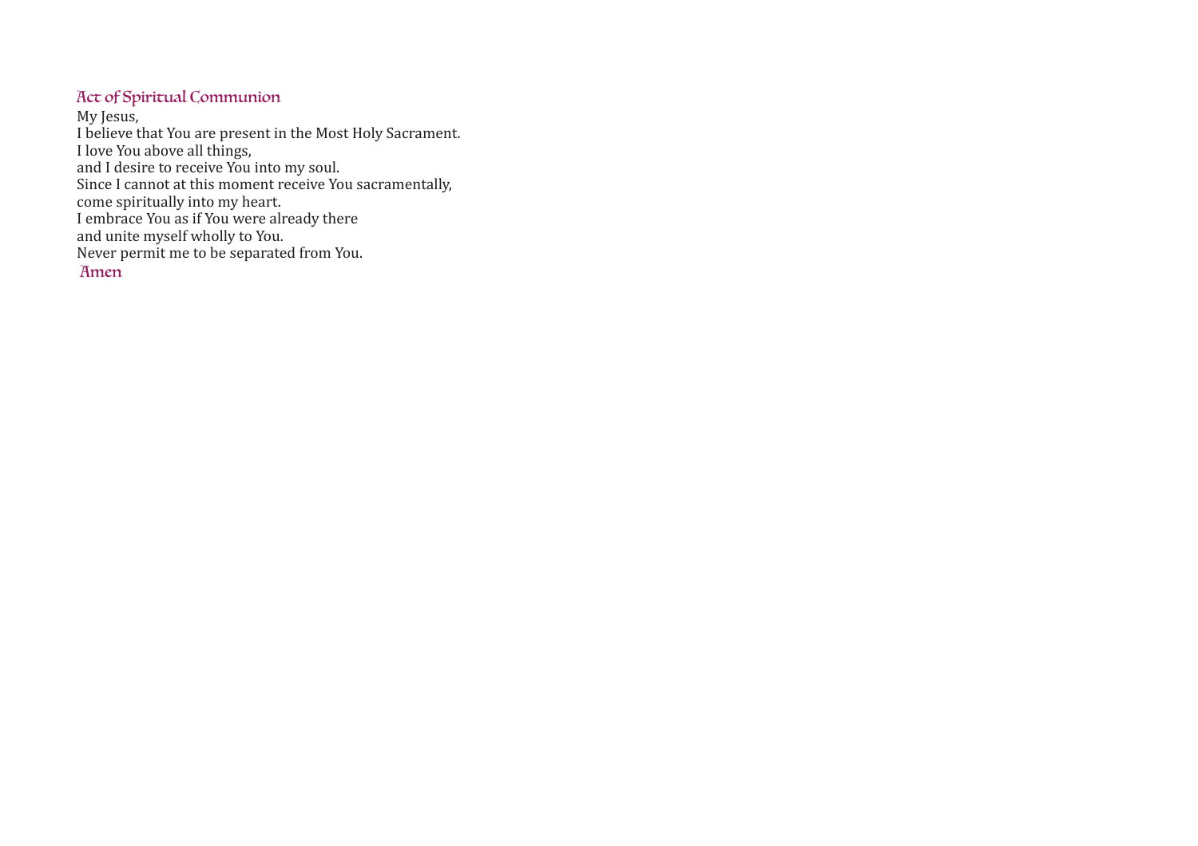## Act of Spiritual Communion

My Jesus,
I believe that You are present in the Most Holy Sacrament.
I love You above all things,
and I desire to receive You into my soul.
Since I cannot at this moment receive You sacramentally,
come spiritually into my heart.
I embrace You as if You were already there
and unite myself wholly to You.
Never permit me to be separated from You.
Amen